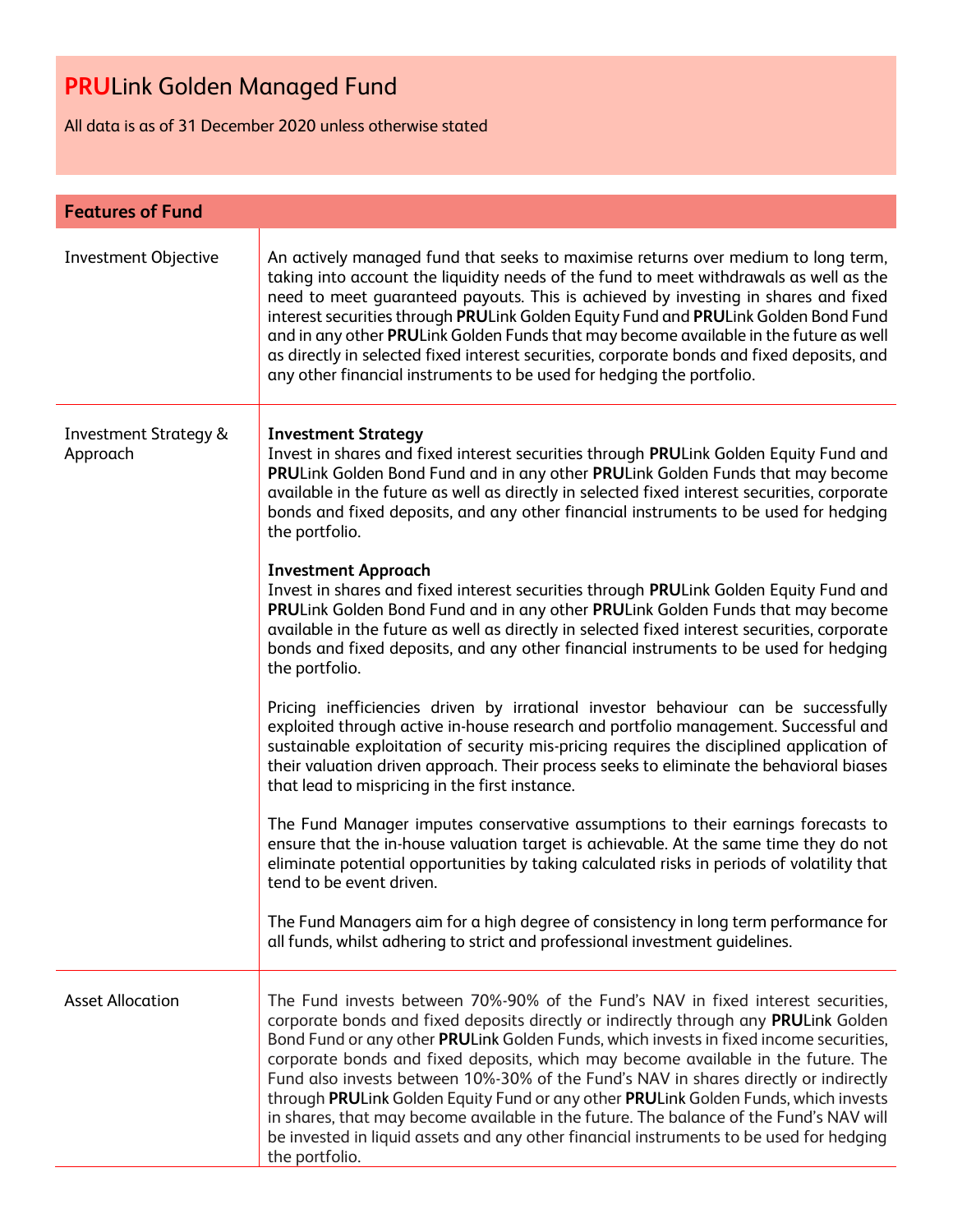# **PRU**Link Golden Managed Fund

All data is as of 31 December 2020 unless otherwise stated

## Features of Fund

| | |
|---|---|
| Investment Objective | An actively managed fund that seeks to maximise returns over medium to long term, taking into account the liquidity needs of the fund to meet withdrawals as well as the need to meet guaranteed payouts. This is achieved by investing in shares and fixed interest securities through **PRU**Link Golden Equity Fund and **PRU**Link Golden Bond Fund and in any other **PRU**Link Golden Funds that may become available in the future as well as directly in selected fixed interest securities, corporate bonds and fixed deposits, and any other financial instruments to be used for hedging the portfolio. |
| Investment Strategy & Approach | **Investment Strategy**<br>Invest in shares and fixed interest securities through **PRU**Link Golden Equity Fund and **PRU**Link Golden Bond Fund and in any other **PRU**Link Golden Funds that may become available in the future as well as directly in selected fixed interest securities, corporate bonds and fixed deposits, and any other financial instruments to be used for hedging the portfolio.<br><br>**Investment Approach**<br>Invest in shares and fixed interest securities through **PRU**Link Golden Equity Fund and **PRU**Link Golden Bond Fund and in any other **PRU**Link Golden Funds that may become available in the future as well as directly in selected fixed interest securities, corporate bonds and fixed deposits, and any other financial instruments to be used for hedging the portfolio.<br><br>Pricing inefficiencies driven by irrational investor behaviour can be successfully exploited through active in-house research and portfolio management. Successful and sustainable exploitation of security mis-pricing requires the disciplined application of their valuation driven approach. Their process seeks to eliminate the behavioral biases that lead to mispricing in the first instance.<br><br>The Fund Manager imputes conservative assumptions to their earnings forecasts to ensure that the in-house valuation target is achievable. At the same time they do not eliminate potential opportunities by taking calculated risks in periods of volatility that tend to be event driven.<br><br>The Fund Managers aim for a high degree of consistency in long term performance for all funds, whilst adhering to strict and professional investment guidelines. |
| Asset Allocation | The Fund invests between 70%-90% of the Fund's NAV in fixed interest securities, corporate bonds and fixed deposits directly or indirectly through any **PRU**Link Golden Bond Fund or any other **PRU**Link Golden Funds, which invests in fixed income securities, corporate bonds and fixed deposits, which may become available in the future. The Fund also invests between 10%-30% of the Fund's NAV in shares directly or indirectly through **PRU**Link Golden Equity Fund or any other **PRU**Link Golden Funds, which invests in shares, that may become available in the future. The balance of the Fund's NAV will be invested in liquid assets and any other financial instruments to be used for hedging the portfolio. |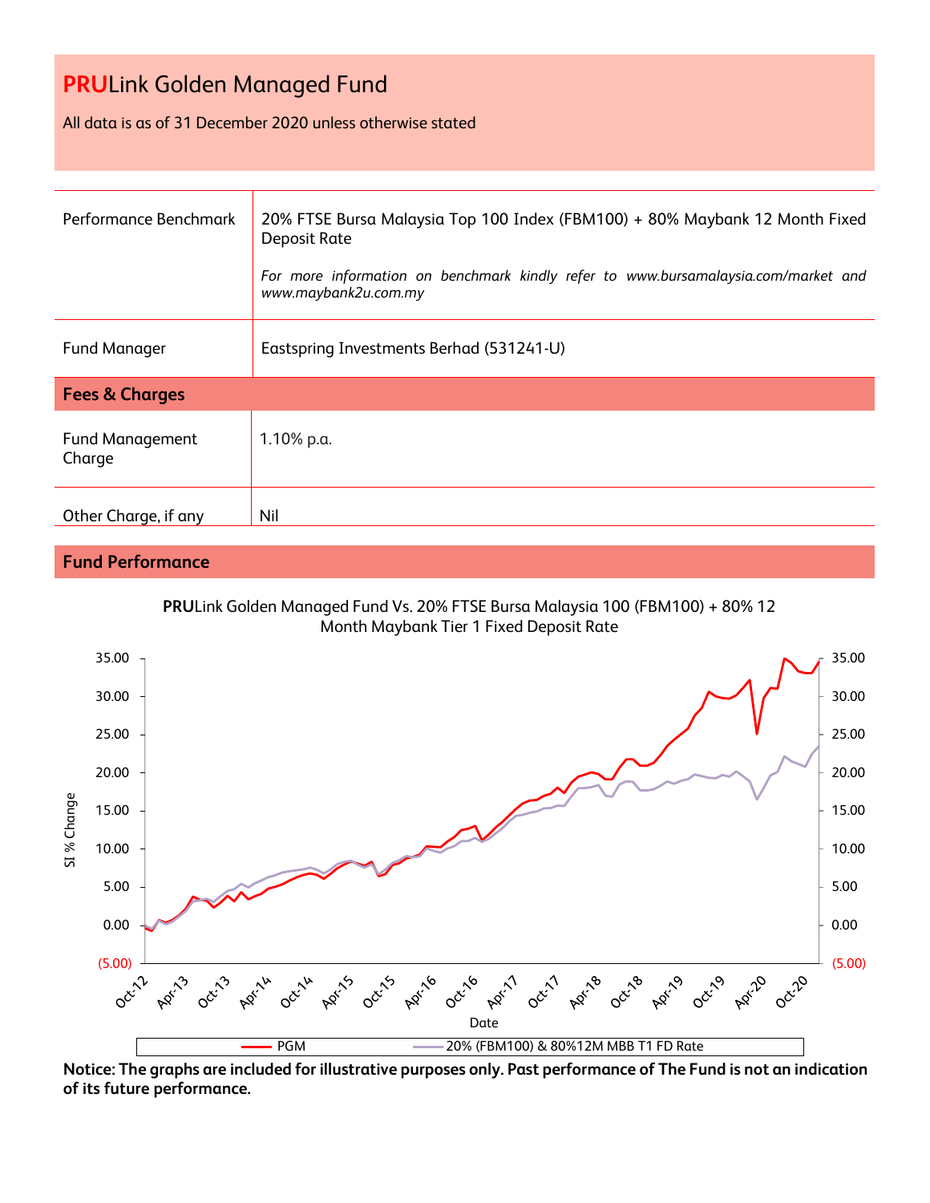# PRULink Golden Managed Fund

All data is as of 31 December 2020 unless otherwise stated

| | |
|---|---|
| Performance Benchmark | 20% FTSE Bursa Malaysia Top 100 Index (FBM100) + 80% Maybank 12 Month Fixed Deposit Rate<br><br>*For more information on benchmark kindly refer to www.bursamalaysia.com/market and www.maybank2u.com.my* |
| Fund Manager | Eastspring Investments Berhad (531241-U) |

## Fees & Charges

| | |
|---|---|
| Fund Management Charge | 1.10% p.a. |
| Other Charge, if any | Nil |

## Fund Performance

**PRU**Link Golden Managed Fund Vs. 20% FTSE Bursa Malaysia 100 (FBM100) + 80% 12 Month Maybank Tier 1 Fixed Deposit Rate

**Notice: The graphs are included for illustrative purposes only. Past performance of The Fund is not an indication of its future performance.**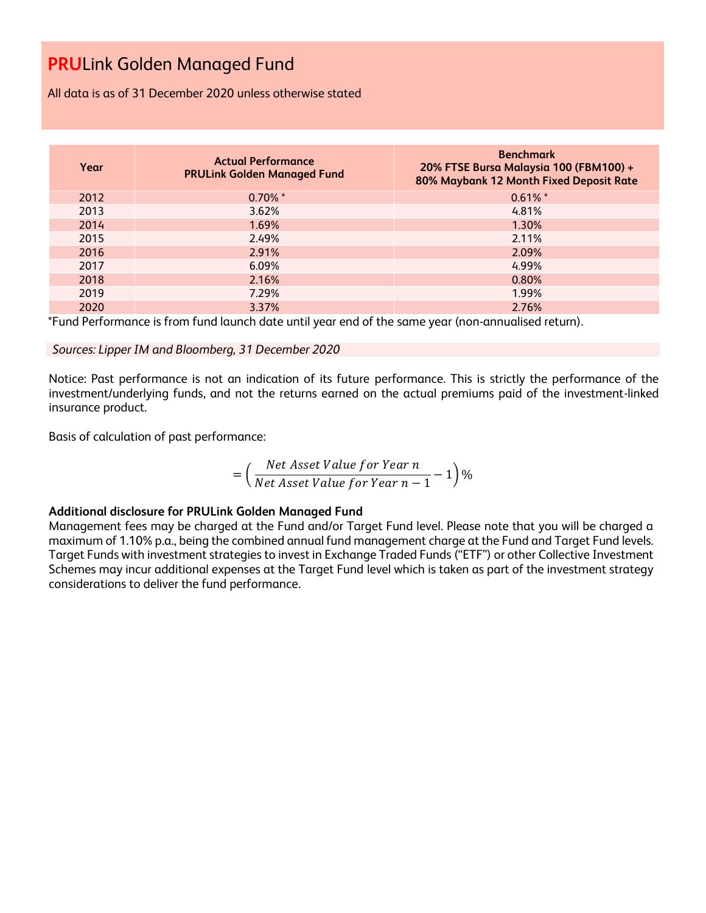# **PRU**Link Golden Managed Fund

All data is as of 31 December 2020 unless otherwise stated

| Year | Actual Performance PRULink Golden Managed Fund | Benchmark 20% FTSE Bursa Malaysia 100 (FBM100) + 80% Maybank 12 Month Fixed Deposit Rate |
|---|---|---|
| 2012 | 0.70% * | 0.61% * |
| 2013 | 3.62% | 4.81% |
| 2014 | 1.69% | 1.30% |
| 2015 | 2.49% | 2.11% |
| 2016 | 2.91% | 2.09% |
| 2017 | 6.09% | 4.99% |
| 2018 | 2.16% | 0.80% |
| 2019 | 7.29% | 1.99% |
| 2020 | 3.37% | 2.76% |

*Fund Performance is from fund launch date until year end of the same year (non-annualised return).

*Sources: Lipper IM and Bloomberg, 31 December 2020*

Notice: Past performance is not an indication of its future performance. This is strictly the performance of the investment/underlying funds, and not the returns earned on the actual premiums paid of the investment-linked insurance product.

Basis of calculation of past performance:

$$= \left( \frac{Net\ Asset\ Value\ for\ Year\ n}{Net\ Asset\ Value\ for\ Year\ n-1} - 1 \right) \%$$

**Additional disclosure for PRULink Golden Managed Fund**

Management fees may be charged at the Fund and/or Target Fund level. Please note that you will be charged a maximum of 1.10% p.a., being the combined annual fund management charge at the Fund and Target Fund levels. Target Funds with investment strategies to invest in Exchange Traded Funds ("ETF") or other Collective Investment Schemes may incur additional expenses at the Target Fund level which is taken as part of the investment strategy considerations to deliver the fund performance.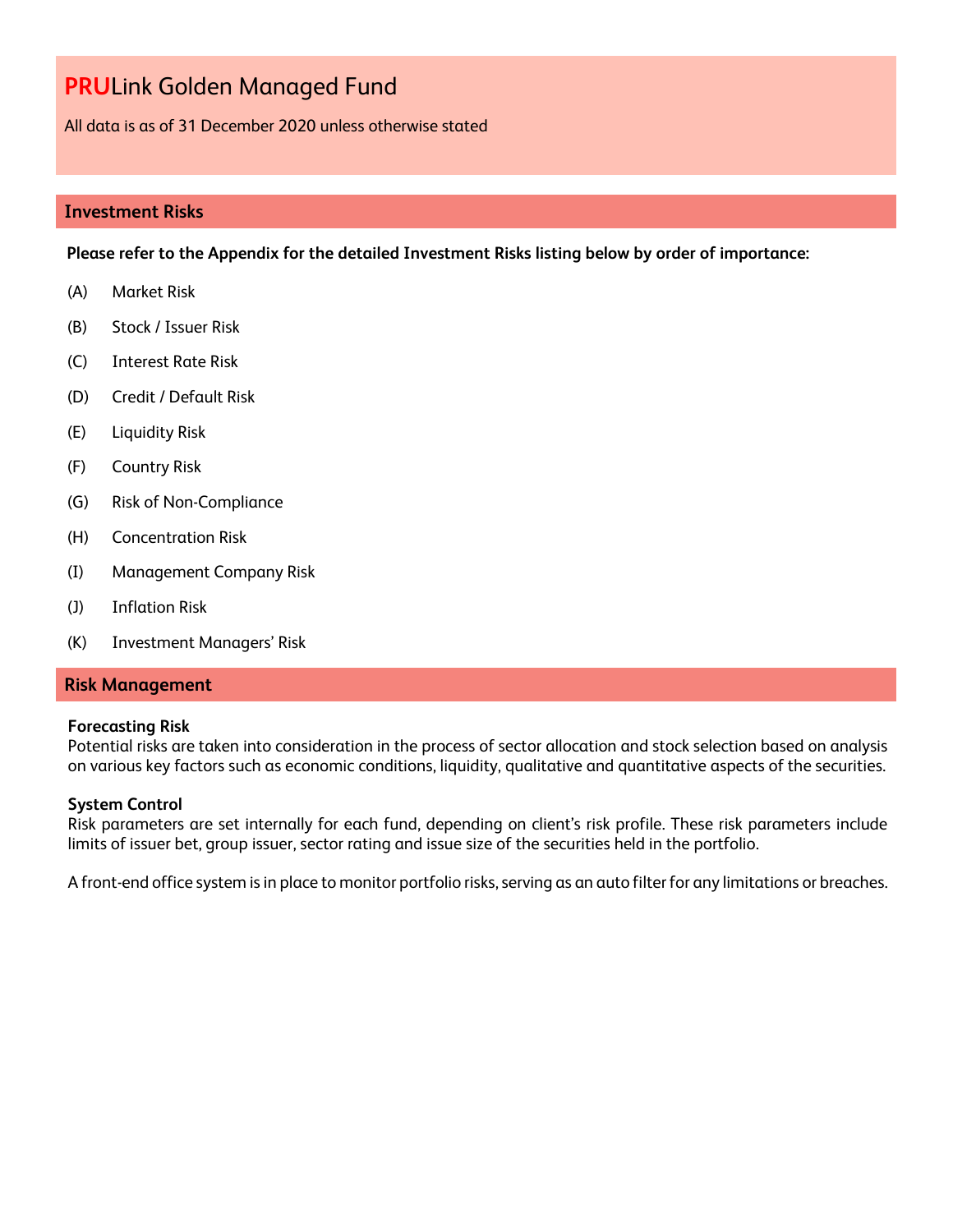# **PRU**Link Golden Managed Fund

All data is as of 31 December 2020 unless otherwise stated

## Investment Risks

**Please refer to the Appendix for the detailed Investment Risks listing below by order of importance:**

(A) Market Risk

(B) Stock / Issuer Risk

(C) Interest Rate Risk

(D) Credit / Default Risk

(E) Liquidity Risk

(F) Country Risk

(G) Risk of Non-Compliance

(H) Concentration Risk

(I) Management Company Risk

(J) Inflation Risk

(K) Investment Managers' Risk

## Risk Management

**Forecasting Risk**
Potential risks are taken into consideration in the process of sector allocation and stock selection based on analysis on various key factors such as economic conditions, liquidity, qualitative and quantitative aspects of the securities.

**System Control**
Risk parameters are set internally for each fund, depending on client's risk profile. These risk parameters include limits of issuer bet, group issuer, sector rating and issue size of the securities held in the portfolio.

A front-end office system is in place to monitor portfolio risks, serving as an auto filter for any limitations or breaches.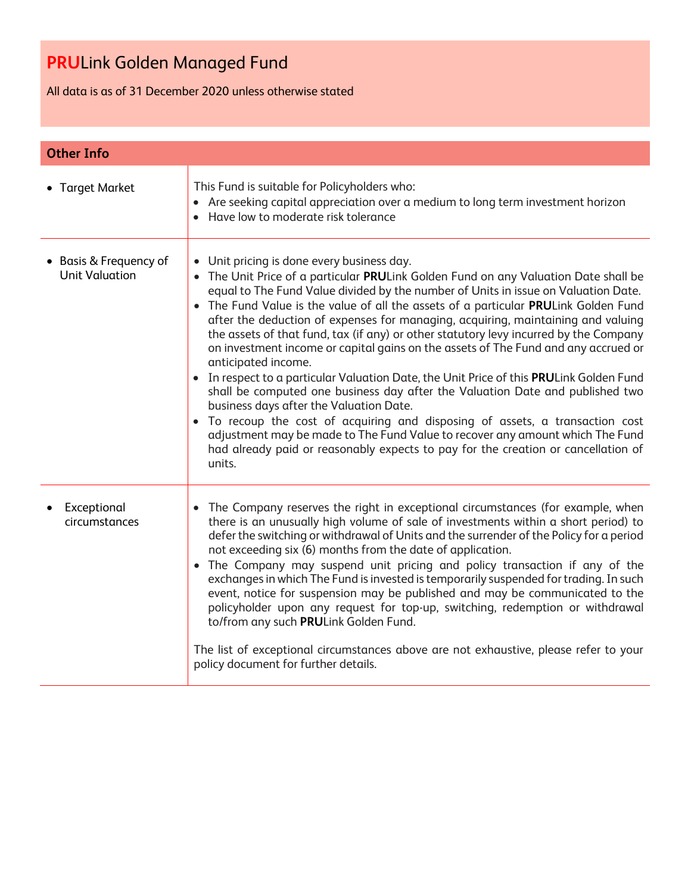# PRULink Golden Managed Fund

All data is as of 31 December 2020 unless otherwise stated

## Other Info

| | |
|---|---|
| • Target Market | This Fund is suitable for Policyholders who:<br>• Are seeking capital appreciation over a medium to long term investment horizon<br>• Have low to moderate risk tolerance |
| • Basis & Frequency of Unit Valuation | • Unit pricing is done every business day.<br>• The Unit Price of a particular **PRU**Link Golden Fund on any Valuation Date shall be equal to The Fund Value divided by the number of Units in issue on Valuation Date.<br>• The Fund Value is the value of all the assets of a particular **PRU**Link Golden Fund after the deduction of expenses for managing, acquiring, maintaining and valuing the assets of that fund, tax (if any) or other statutory levy incurred by the Company on investment income or capital gains on the assets of The Fund and any accrued or anticipated income.<br>• In respect to a particular Valuation Date, the Unit Price of this **PRU**Link Golden Fund shall be computed one business day after the Valuation Date and published two business days after the Valuation Date.<br>• To recoup the cost of acquiring and disposing of assets, a transaction cost adjustment may be made to The Fund Value to recover any amount which The Fund had already paid or reasonably expects to pay for the creation or cancellation of units. |
| • Exceptional circumstances | • The Company reserves the right in exceptional circumstances (for example, when there is an unusually high volume of sale of investments within a short period) to defer the switching or withdrawal of Units and the surrender of the Policy for a period not exceeding six (6) months from the date of application.<br>• The Company may suspend unit pricing and policy transaction if any of the exchanges in which The Fund is invested is temporarily suspended for trading. In such event, notice for suspension may be published and may be communicated to the policyholder upon any request for top-up, switching, redemption or withdrawal to/from any such **PRU**Link Golden Fund.<br><br>The list of exceptional circumstances above are not exhaustive, please refer to your policy document for further details. |